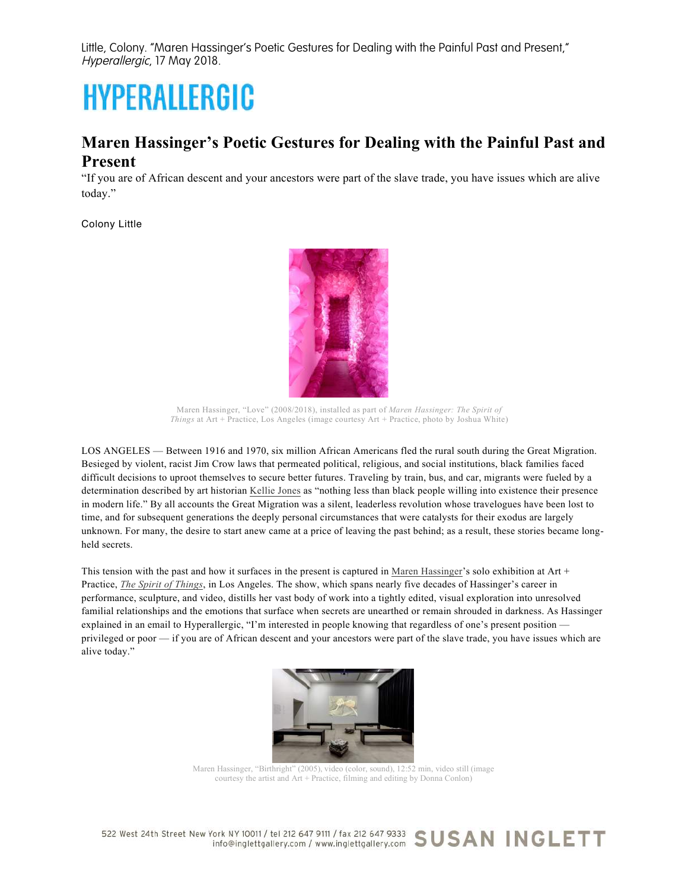Little, Colony. "Maren Hassinger's Poetic Gestures for Dealing with the Painful Past and Present," *Hyperallergic*, 17 May 2018.

HYPERALLERGIC

# Maren Hassinger's Poetic Gestures for Dealing with the Painful Past and Present

"If you are of African descent and your ancestors were part of the slave trade, you have issues which are alive today."

Colony Little

Maren Hassinger, "Love" (2008/2018), installed as part of *Maren Hassinger: The Spirit of Things* at Art + Practice, Los Angeles (image courtesy Art + Practice, photo by Joshua White)

LOS ANGELES — Between 1916 and 1970, six million African Americans fled the rural south during the Great Migration. Besieged by violent, racist Jim Crow laws that permeated political, religious, and social institutions, black families faced difficult decisions to uproot themselves to secure better futures. Traveling by train, bus, and car, migrants were fueled by a determination described by art historian Kellie Jones as "nothing less than black people willing into existence their presence in modern life." By all accounts the Great Migration was a silent, leaderless revolution whose travelogues have been lost to time, and for subsequent generations the deeply personal circumstances that were catalysts for their exodus are largely unknown. For many, the desire to start anew came at a price of leaving the past behind; as a result, these stories became long-held secrets.

This tension with the past and how it surfaces in the present is captured in Maren Hassinger's solo exhibition at Art + Practice, *The Spirit of Things*, in Los Angeles. The show, which spans nearly five decades of Hassinger's career in performance, sculpture, and video, distills her vast body of work into a tightly edited, visual exploration into unresolved familial relationships and the emotions that surface when secrets are unearthed or remain shrouded in darkness. As Hassinger explained in an email to Hyperallergic, "I'm interested in people knowing that regardless of one's present position — privileged or poor — if you are of African descent and your ancestors were part of the slave trade, you have issues which are alive today."

Maren Hassinger, "Birthright" (2005), video (color, sound), 12:52 min, video still (image courtesy the artist and Art + Practice, filming and editing by Donna Conlon)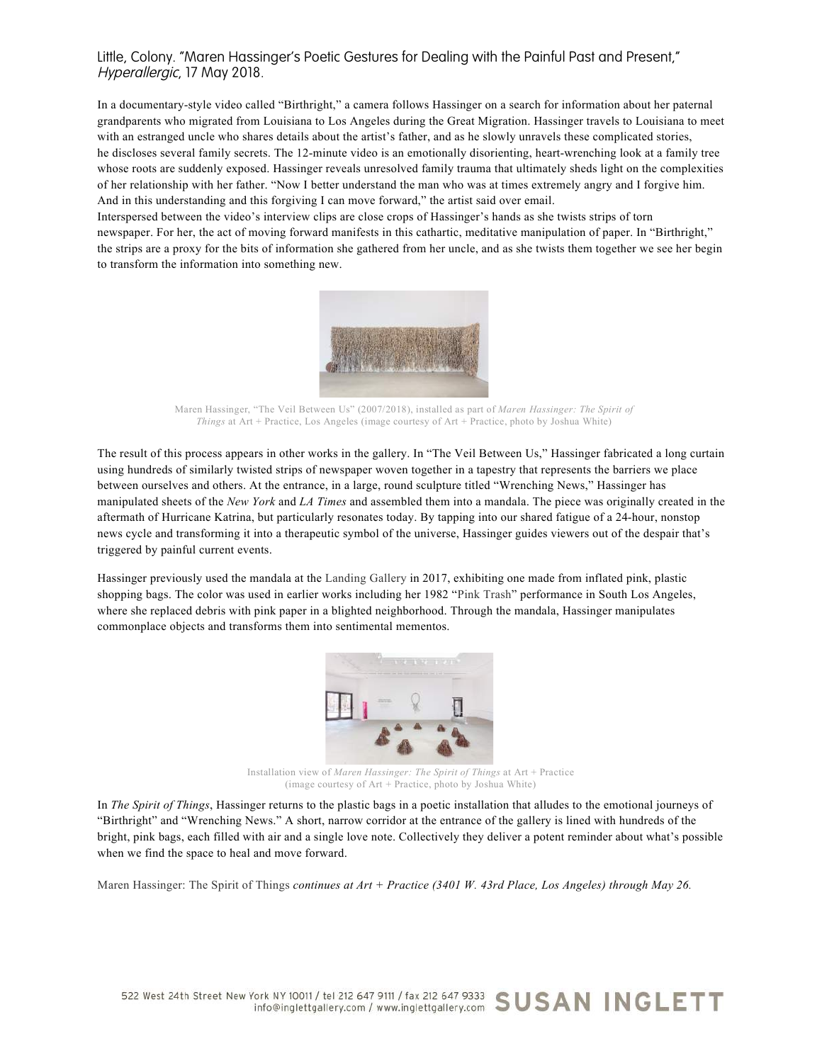Little, Colony. "Maren Hassinger's Poetic Gestures for Dealing with the Painful Past and Present," *Hyperallergic*, 17 May 2018.

In a documentary-style video called "Birthright," a camera follows Hassinger on a search for information about her paternal grandparents who migrated from Louisiana to Los Angeles during the Great Migration. Hassinger travels to Louisiana to meet with an estranged uncle who shares details about the artist's father, and as he slowly unravels these complicated stories, he discloses several family secrets. The 12-minute video is an emotionally disorienting, heart-wrenching look at a family tree whose roots are suddenly exposed. Hassinger reveals unresolved family trauma that ultimately sheds light on the complexities of her relationship with her father. "Now I better understand the man who was at times extremely angry and I forgive him. And in this understanding and this forgiving I can move forward," the artist said over email.
Interspersed between the video's interview clips are close crops of Hassinger's hands as she twists strips of torn newspaper. For her, the act of moving forward manifests in this cathartic, meditative manipulation of paper. In "Birthright," the strips are a proxy for the bits of information she gathered from her uncle, and as she twists them together we see her begin to transform the information into something new.

Maren Hassinger, "The Veil Between Us" (2007/2018), installed as part of *Maren Hassinger: The Spirit of Things* at Art + Practice, Los Angeles (image courtesy of Art + Practice, photo by Joshua White)

The result of this process appears in other works in the gallery. In "The Veil Between Us," Hassinger fabricated a long curtain using hundreds of similarly twisted strips of newspaper woven together in a tapestry that represents the barriers we place between ourselves and others. At the entrance, in a large, round sculpture titled "Wrenching News," Hassinger has manipulated sheets of the *New York* and *LA Times* and assembled them into a mandala. The piece was originally created in the aftermath of Hurricane Katrina, but particularly resonates today. By tapping into our shared fatigue of a 24-hour, nonstop news cycle and transforming it into a therapeutic symbol of the universe, Hassinger guides viewers out of the despair that's triggered by painful current events.

Hassinger previously used the mandala at the Landing Gallery in 2017, exhibiting one made from inflated pink, plastic shopping bags. The color was used in earlier works including her 1982 "Pink Trash" performance in South Los Angeles, where she replaced debris with pink paper in a blighted neighborhood. Through the mandala, Hassinger manipulates commonplace objects and transforms them into sentimental mementos.

Installation view of *Maren Hassinger: The Spirit of Things* at Art + Practice (image courtesy of Art + Practice, photo by Joshua White)

In *The Spirit of Things*, Hassinger returns to the plastic bags in a poetic installation that alludes to the emotional journeys of "Birthright" and "Wrenching News." A short, narrow corridor at the entrance of the gallery is lined with hundreds of the bright, pink bags, each filled with air and a single love note. Collectively they deliver a potent reminder about what's possible when we find the space to heal and move forward.

Maren Hassinger: The Spirit of Things *continues at Art + Practice (3401 W. 43rd Place, Los Angeles) through May 26.*